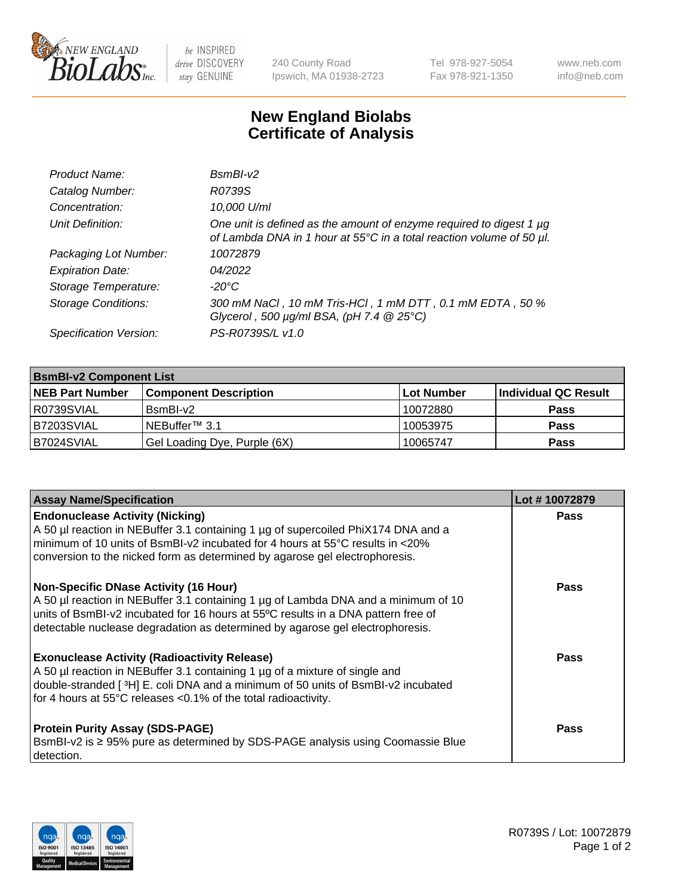# New England Biolabs Certificate of Analysis

| | |
|---|---|
| *Product Name:* | *BsmBI-v2* |
| *Catalog Number:* | *R0739S* |
| *Concentration:* | *10,000 U/ml* |
| *Unit Definition:* | *One unit is defined as the amount of enzyme required to digest 1 µg of Lambda DNA in 1 hour at 55°C in a total reaction volume of 50 µl.* |
| *Packaging Lot Number:* | *10072879* |
| *Expiration Date:* | *04/2022* |
| *Storage Temperature:* | *-20°C* |
| *Storage Conditions:* | *300 mM NaCl , 10 mM Tris-HCl , 1 mM DTT , 0.1 mM EDTA , 50 % Glycerol , 500 µg/ml BSA, (pH 7.4 @ 25°C)* |
| *Specification Version:* | *PS-R0739S/L v1.0* |

**BsmBI-v2 Component List**

| NEB Part Number | Component Description | Lot Number | Individual QC Result |
|---|---|---|---|
| R0739SVIAL | BsmBI-v2 | 10072880 | **Pass** |
| B7203SVIAL | NEBuffer™ 3.1 | 10053975 | **Pass** |
| B7024SVIAL | Gel Loading Dye, Purple (6X) | 10065747 | **Pass** |

| Assay Name/Specification | Lot # 10072879 |
|---|---|
| **Endonuclease Activity (Nicking)** A 50 µl reaction in NEBuffer 3.1 containing 1 µg of supercoiled PhiX174 DNA and a minimum of 10 units of BsmBI-v2 incubated for 4 hours at 55°C results in <20% conversion to the nicked form as determined by agarose gel electrophoresis. | **Pass** |
| **Non-Specific DNase Activity (16 Hour)** A 50 µl reaction in NEBuffer 3.1 containing 1 µg of Lambda DNA and a minimum of 10 units of BsmBI-v2 incubated for 16 hours at 55ºC results in a DNA pattern free of detectable nuclease degradation as determined by agarose gel electrophoresis. | **Pass** |
| **Exonuclease Activity (Radioactivity Release)** A 50 µl reaction in NEBuffer 3.1 containing 1 µg of a mixture of single and double-stranded [$^3$H] E. coli DNA and a minimum of 50 units of BsmBI-v2 incubated for 4 hours at 55°C releases <0.1% of the total radioactivity. | **Pass** |
| **Protein Purity Assay (SDS-PAGE)** BsmBI-v2 is ≥ 95% pure as determined by SDS-PAGE analysis using Coomassie Blue detection. | **Pass** |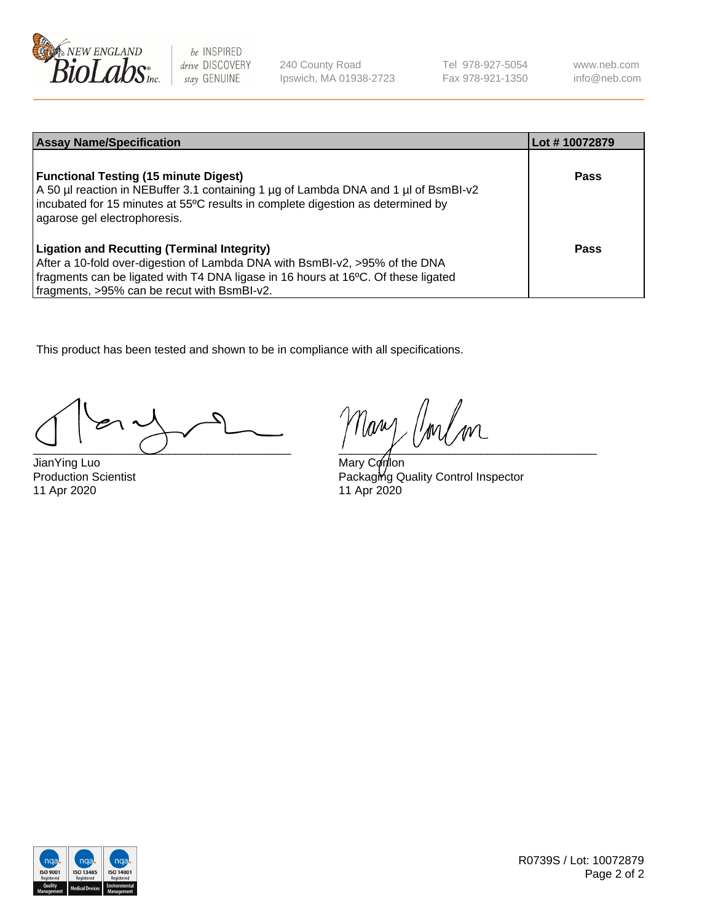| Assay Name/Specification | Lot # 10072879 |
|---|---|
| **Functional Testing (15 minute Digest)**<br>A 50 µl reaction in NEBuffer 3.1 containing 1 µg of Lambda DNA and 1 µl of BsmBI-v2 incubated for 15 minutes at 55ºC results in complete digestion as determined by agarose gel electrophoresis. | **Pass** |
| **Ligation and Recutting (Terminal Integrity)**<br>After a 10-fold over-digestion of Lambda DNA with BsmBI-v2, >95% of the DNA fragments can be ligated with T4 DNA ligase in 16 hours at 16ºC. Of these ligated fragments, >95% can be recut with BsmBI-v2. | **Pass** |

This product has been tested and shown to be in compliance with all specifications.

JianYing Luo
Production Scientist
11 Apr 2020

Mary Conlon
Packaging Quality Control Inspector
11 Apr 2020

R0739S / Lot: 10072879